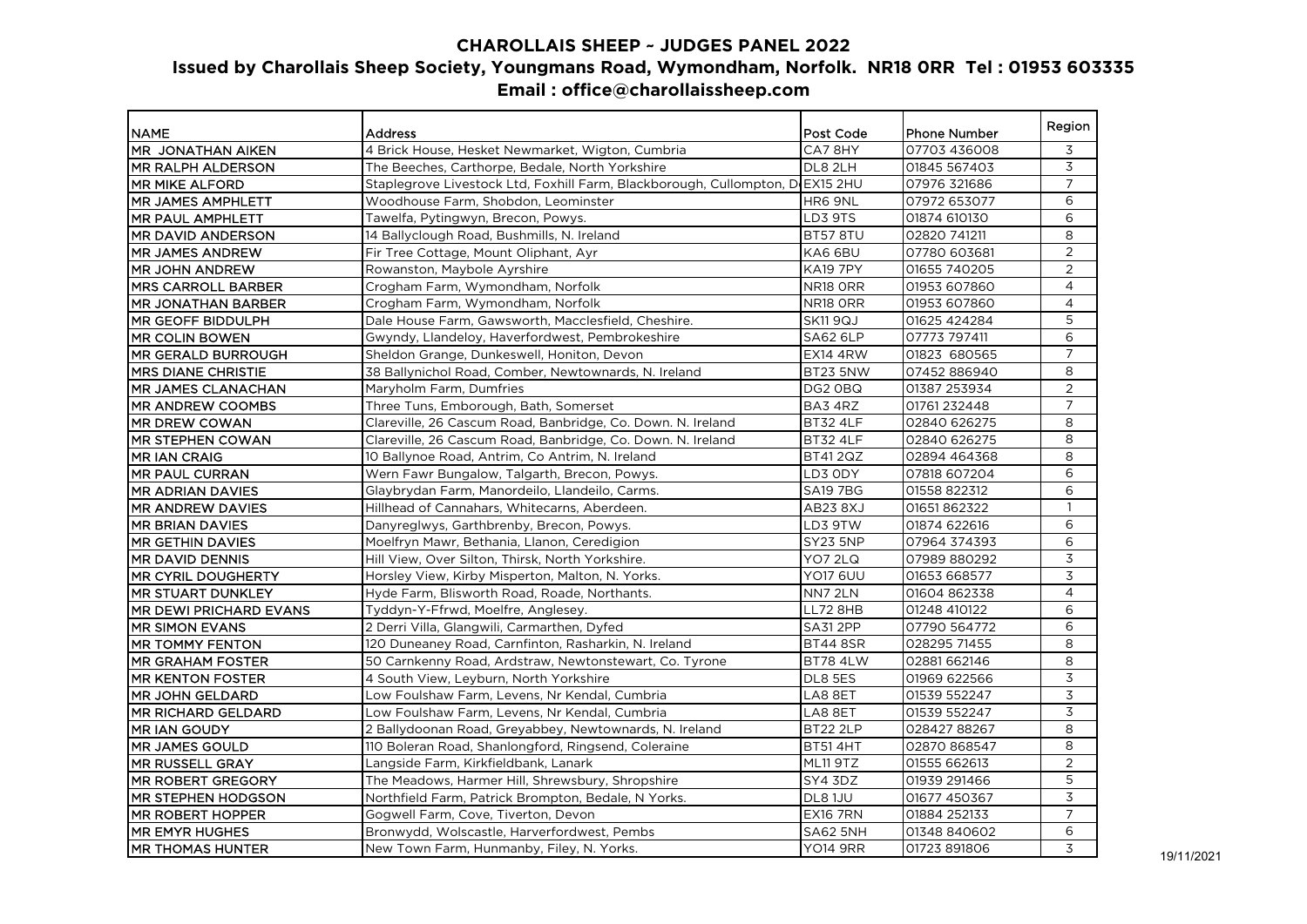# CHAROLLAIS SHEEP ~ JUDGES PANEL 2022

## Issued by Charollais Sheep Society, Youngmans Road, Wymondham, Norfolk. NR18 0RR Tel : 01953 603335

## Email : office@charollaissheep.com

| NAME | Address | Post Code | Phone Number | Region |
|---|---|---|---|---|
| MR JONATHAN AIKEN | 4 Brick House, Hesket Newmarket, Wigton, Cumbria | CA7 8HY | 07703 436008 | 3 |
| MR RALPH ALDERSON | The Beeches, Carthorpe, Bedale, North Yorkshire | DL8 2LH | 01845 567403 | 3 |
| MR MIKE ALFORD | Staplegrove Livestock Ltd, Foxhill Farm, Blackborough, Cullompton, D | EX15 2HU | 07976 321686 | 7 |
| MR JAMES AMPHLETT | Woodhouse Farm, Shobdon, Leominster | HR6 9NL | 07972 653077 | 6 |
| MR PAUL AMPHLETT | Tawelfa, Pytingwyn, Brecon, Powys. | LD3 9TS | 01874 610130 | 6 |
| MR DAVID ANDERSON | 14 Ballyclough Road, Bushmills, N. Ireland | BT57 8TU | 02820 741211 | 8 |
| MR JAMES ANDREW | Fir Tree Cottage, Mount Oliphant, Ayr | KA6 6BU | 07780 603681 | 2 |
| MR JOHN ANDREW | Rowanston, Maybole Ayrshire | KA19 7PY | 01655 740205 | 2 |
| MRS CARROLL BARBER | Crogham Farm, Wymondham, Norfolk | NR18 0RR | 01953 607860 | 4 |
| MR JONATHAN BARBER | Crogham Farm, Wymondham, Norfolk | NR18 0RR | 01953 607860 | 4 |
| MR GEOFF BIDDULPH | Dale House Farm, Gawsworth, Macclesfield, Cheshire. | SK11 9QJ | 01625 424284 | 5 |
| MR COLIN BOWEN | Gwyndy, Llandeloy, Haverfordwest, Pembrokeshire | SA62 6LP | 07773 797411 | 6 |
| MR GERALD BURROUGH | Sheldon Grange, Dunkeswell, Honiton, Devon | EX14 4RW | 01823 680565 | 7 |
| MRS DIANE CHRISTIE | 38 Ballynichol Road, Comber, Newtownards, N. Ireland | BT23 5NW | 07452 886940 | 8 |
| MR JAMES CLANACHAN | Maryholm Farm, Dumfries | DG2 0BQ | 01387 253934 | 2 |
| MR ANDREW COOMBS | Three Tuns, Emborough, Bath, Somerset | BA3 4RZ | 01761 232448 | 7 |
| MR DREW COWAN | Clareville, 26 Cascum Road, Banbridge, Co. Down. N. Ireland | BT32 4LF | 02840 626275 | 8 |
| MR STEPHEN COWAN | Clareville, 26 Cascum Road, Banbridge, Co. Down. N. Ireland | BT32 4LF | 02840 626275 | 8 |
| MR IAN CRAIG | 10 Ballynoe Road, Antrim, Co Antrim, N. Ireland | BT41 2QZ | 02894 464368 | 8 |
| MR PAUL CURRAN | Wern Fawr Bungalow, Talgarth, Brecon, Powys. | LD3 0DY | 07818 607204 | 6 |
| MR ADRIAN DAVIES | Glaybrydan Farm, Manordeilo, Llandeilo, Carms. | SA19 7BG | 01558 822312 | 6 |
| MR ANDREW DAVIES | Hillhead of Cannahars, Whitecarns, Aberdeen. | AB23 8XJ | 01651 862322 | 1 |
| MR BRIAN DAVIES | Danyreglwys, Garthbrenby, Brecon, Powys. | LD3 9TW | 01874 622616 | 6 |
| MR GETHIN DAVIES | Moelfryn Mawr, Bethania, Llanon, Ceredigion | SY23 5NP | 07964 374393 | 6 |
| MR DAVID DENNIS | Hill View, Over Silton, Thirsk, North Yorkshire. | YO7 2LQ | 07989 880292 | 3 |
| MR CYRIL DOUGHERTY | Horsley View, Kirby Misperton, Malton, N. Yorks. | YO17 6UU | 01653 668577 | 3 |
| MR STUART DUNKLEY | Hyde Farm, Blisworth Road, Roade, Northants. | NN7 2LN | 01604 862338 | 4 |
| MR DEWI PRICHARD EVANS | Tyddyn-Y-Ffrwd, Moelfre, Anglesey. | LL72 8HB | 01248 410122 | 6 |
| MR SIMON EVANS | 2 Derri Villa, Glangwili, Carmarthen, Dyfed | SA31 2PP | 07790 564772 | 6 |
| MR TOMMY FENTON | 120 Duneaney Road, Carnfinton, Rasharkin, N. Ireland | BT44 8SR | 028295 71455 | 8 |
| MR GRAHAM FOSTER | 50 Carnkenny Road, Ardstraw, Newtonstewart, Co. Tyrone | BT78 4LW | 02881 662146 | 8 |
| MR KENTON FOSTER | 4 South View, Leyburn, North Yorkshire | DL8 5ES | 01969 622566 | 3 |
| MR JOHN GELDARD | Low Foulshaw Farm, Levens, Nr Kendal, Cumbria | LA8 8ET | 01539 552247 | 3 |
| MR RICHARD GELDARD | Low Foulshaw Farm, Levens, Nr Kendal, Cumbria | LA8 8ET | 01539 552247 | 3 |
| MR IAN GOUDY | 2 Ballydoonan Road, Greyabbey, Newtownards, N. Ireland | BT22 2LP | 028427 88267 | 8 |
| MR JAMES GOULD | 110 Boleran Road, Shanlongford, Ringsend, Coleraine | BT51 4HT | 02870 868547 | 8 |
| MR RUSSELL GRAY | Langside Farm, Kirkfieldbank, Lanark | ML11 9TZ | 01555 662613 | 2 |
| MR ROBERT GREGORY | The Meadows, Harmer Hill, Shrewsbury, Shropshire | SY4 3DZ | 01939 291466 | 5 |
| MR STEPHEN HODGSON | Northfield Farm, Patrick Brompton, Bedale, N Yorks. | DL8 1JU | 01677 450367 | 3 |
| MR ROBERT HOPPER | Gogwell Farm, Cove, Tiverton, Devon | EX16 7RN | 01884 252133 | 7 |
| MR EMYR HUGHES | Bronwydd, Wolscastle, Harverfordwest, Pembs | SA62 5NH | 01348 840602 | 6 |
| MR THOMAS HUNTER | New Town Farm, Hunmanby, Filey, N. Yorks. | YO14 9RR | 01723 891806 | 3 |

19/11/2021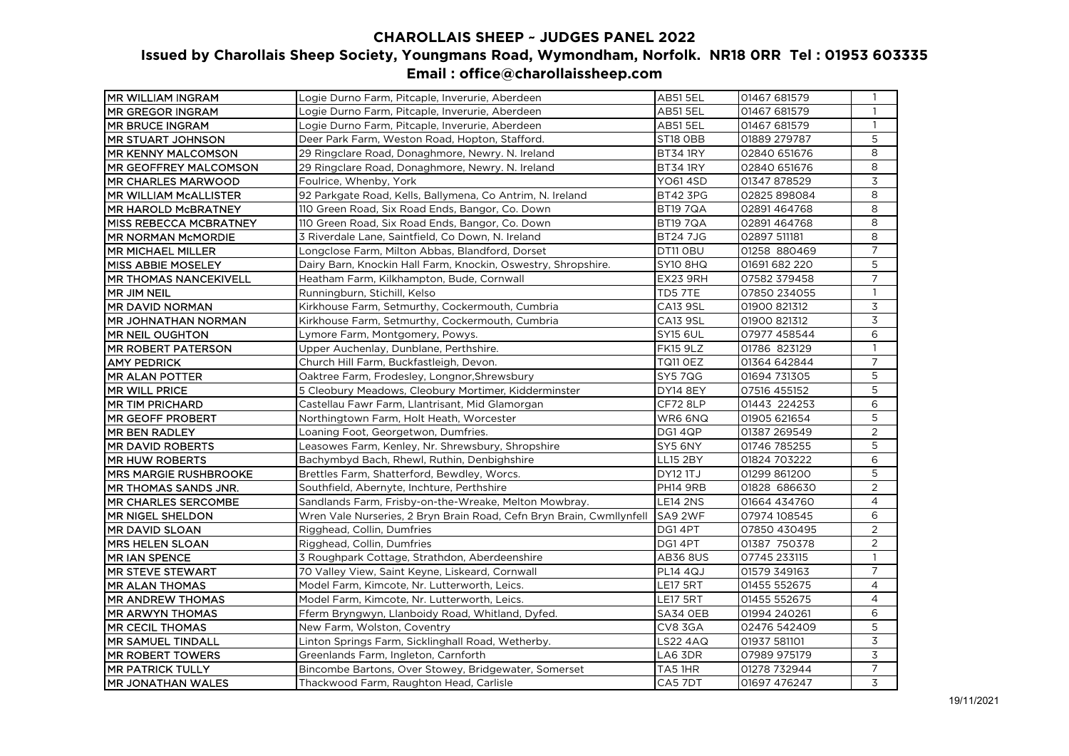# CHAROLLAIS SHEEP ~ JUDGES PANEL 2022

## Issued by Charollais Sheep Society, Youngmans Road, Wymondham, Norfolk. NR18 0RR Tel : 01953 603335

## Email : office@charollaissheep.com

| | | | | |
|---|---|---|---|---|
| MR WILLIAM INGRAM | Logie Durno Farm, Pitcaple, Inverurie, Aberdeen | AB51 5EL | 01467 681579 | 1 |
| MR GREGOR INGRAM | Logie Durno Farm, Pitcaple, Inverurie, Aberdeen | AB51 5EL | 01467 681579 | 1 |
| MR BRUCE INGRAM | Logie Durno Farm, Pitcaple, Inverurie, Aberdeen | AB51 5EL | 01467 681579 | 1 |
| MR STUART JOHNSON | Deer Park Farm, Weston Road, Hopton, Stafford. | ST18 0BB | 01889 279787 | 5 |
| MR KENNY MALCOMSON | 29 Ringclare Road, Donaghmore, Newry. N. Ireland | BT34 1RY | 02840 651676 | 8 |
| MR GEOFFREY MALCOMSON | 29 Ringclare Road, Donaghmore, Newry. N. Ireland | BT34 1RY | 02840 651676 | 8 |
| MR CHARLES MARWOOD | Foulrice, Whenby, York | YO61 4SD | 01347 878529 | 3 |
| MR WILLIAM McALLISTER | 92 Parkgate Road, Kells, Ballymena, Co Antrim, N. Ireland | BT42 3PG | 02825 898084 | 8 |
| MR HAROLD McBRATNEY | 110 Green Road, Six Road Ends, Bangor, Co. Down | BT19 7QA | 02891 464768 | 8 |
| MISS REBECCA MCBRATNEY | 110 Green Road, Six Road Ends, Bangor, Co. Down | BT19 7QA | 02891 464768 | 8 |
| MR NORMAN McMORDIE | 3 Riverdale Lane, Saintfield, Co Down, N. Ireland | BT24 7JG | 02897 511181 | 8 |
| MR MICHAEL MILLER | Longclose Farm, Milton Abbas, Blandford, Dorset | DT11 0BU | 01258 880469 | 7 |
| MISS ABBIE MOSELEY | Dairy Barn, Knockin Hall Farm, Knockin, Oswestry, Shropshire. | SY10 8HQ | 01691 682 220 | 5 |
| MR THOMAS NANCEKIVELL | Heatham Farm, Kilkhampton, Bude, Cornwall | EX23 9RH | 07582 379458 | 7 |
| MR JIM NEIL | Runningburn, Stichill, Kelso | TD5 7TE | 07850 234055 | 1 |
| MR DAVID NORMAN | Kirkhouse Farm, Setmurthy, Cockermouth, Cumbria | CA13 9SL | 01900 821312 | 3 |
| MR JOHNATHAN NORMAN | Kirkhouse Farm, Setmurthy, Cockermouth, Cumbria | CA13 9SL | 01900 821312 | 3 |
| MR NEIL OUGHTON | Lymore Farm, Montgomery, Powys. | SY15 6UL | 07977 458544 | 6 |
| MR ROBERT PATERSON | Upper Auchenlay, Dunblane, Perthshire. | FK15 9LZ | 01786 823129 | 1 |
| AMY PEDRICK | Church Hill Farm, Buckfastleigh, Devon. | TQ11 0EZ | 01364 642844 | 7 |
| MR ALAN POTTER | Oaktree Farm, Frodesley, Longnor,Shrewsbury | SY5 7QG | 01694 731305 | 5 |
| MR WILL PRICE | 5 Cleobury Meadows, Cleobury Mortimer, Kidderminster | DY14 8EY | 07516 455152 | 5 |
| MR TIM PRICHARD | Castellau Fawr Farm, Llantrisant, Mid Glamorgan | CF72 8LP | 01443 224253 | 6 |
| MR GEOFF PROBERT | Northingtown Farm, Holt Heath, Worcester | WR6 6NQ | 01905 621654 | 5 |
| MR BEN RADLEY | Loaning Foot, Georgetwon, Dumfries. | DG1 4QP | 01387 269549 | 2 |
| MR DAVID ROBERTS | Leasowes Farm, Kenley, Nr. Shrewsbury, Shropshire | SY5 6NY | 01746 785255 | 5 |
| MR HUW ROBERTS | Bachymbyd Bach, Rhewl, Ruthin, Denbighshire | LL15 2BY | 01824 703222 | 6 |
| MRS MARGIE RUSHBROOKE | Brettles Farm, Shatterford, Bewdley, Worcs. | DY12 1TJ | 01299 861200 | 5 |
| MR THOMAS SANDS JNR. | Southfield, Abernyte, Inchture, Perthshire | PH14 9RB | 01828 686630 | 2 |
| MR CHARLES SERCOMBE | Sandlands Farm, Frisby-on-the-Wreake, Melton Mowbray. | LE14 2NS | 01664 434760 | 4 |
| MR NIGEL SHELDON | Wren Vale Nurseries, 2 Bryn Brain Road, Cefn Bryn Brain, Cwmllynfell | SA9 2WF | 07974 108545 | 6 |
| MR DAVID SLOAN | Rigghead, Collin, Dumfries | DG1 4PT | 07850 430495 | 2 |
| MRS HELEN SLOAN | Rigghead, Collin, Dumfries | DG1 4PT | 01387 750378 | 2 |
| MR IAN SPENCE | 3 Roughpark Cottage, Strathdon, Aberdeenshire | AB36 8US | 07745 233115 | 1 |
| MR STEVE STEWART | 70 Valley View, Saint Keyne, Liskeard, Cornwall | PL14 4QJ | 01579 349163 | 7 |
| MR ALAN THOMAS | Model Farm, Kimcote, Nr. Lutterworth, Leics. | LE17 5RT | 01455 552675 | 4 |
| MR ANDREW THOMAS | Model Farm, Kimcote, Nr. Lutterworth, Leics. | LE17 5RT | 01455 552675 | 4 |
| MR ARWYN THOMAS | Fferm Bryngwyn, Llanboidy Road, Whitland, Dyfed. | SA34 0EB | 01994 240261 | 6 |
| MR CECIL THOMAS | New Farm, Wolston, Coventry | CV8 3GA | 02476 542409 | 5 |
| MR SAMUEL TINDALL | Linton Springs Farm, Sicklinghall Road, Wetherby. | LS22 4AQ | 01937 581101 | 3 |
| MR ROBERT TOWERS | Greenlands Farm, Ingleton, Carnforth | LA6 3DR | 07989 975179 | 3 |
| MR PATRICK TULLY | Bincombe Bartons, Over Stowey, Bridgewater, Somerset | TA5 1HR | 01278 732944 | 7 |
| MR JONATHAN WALES | Thackwood Farm, Raughton Head, Carlisle | CA5 7DT | 01697 476247 | 3 |

19/11/2021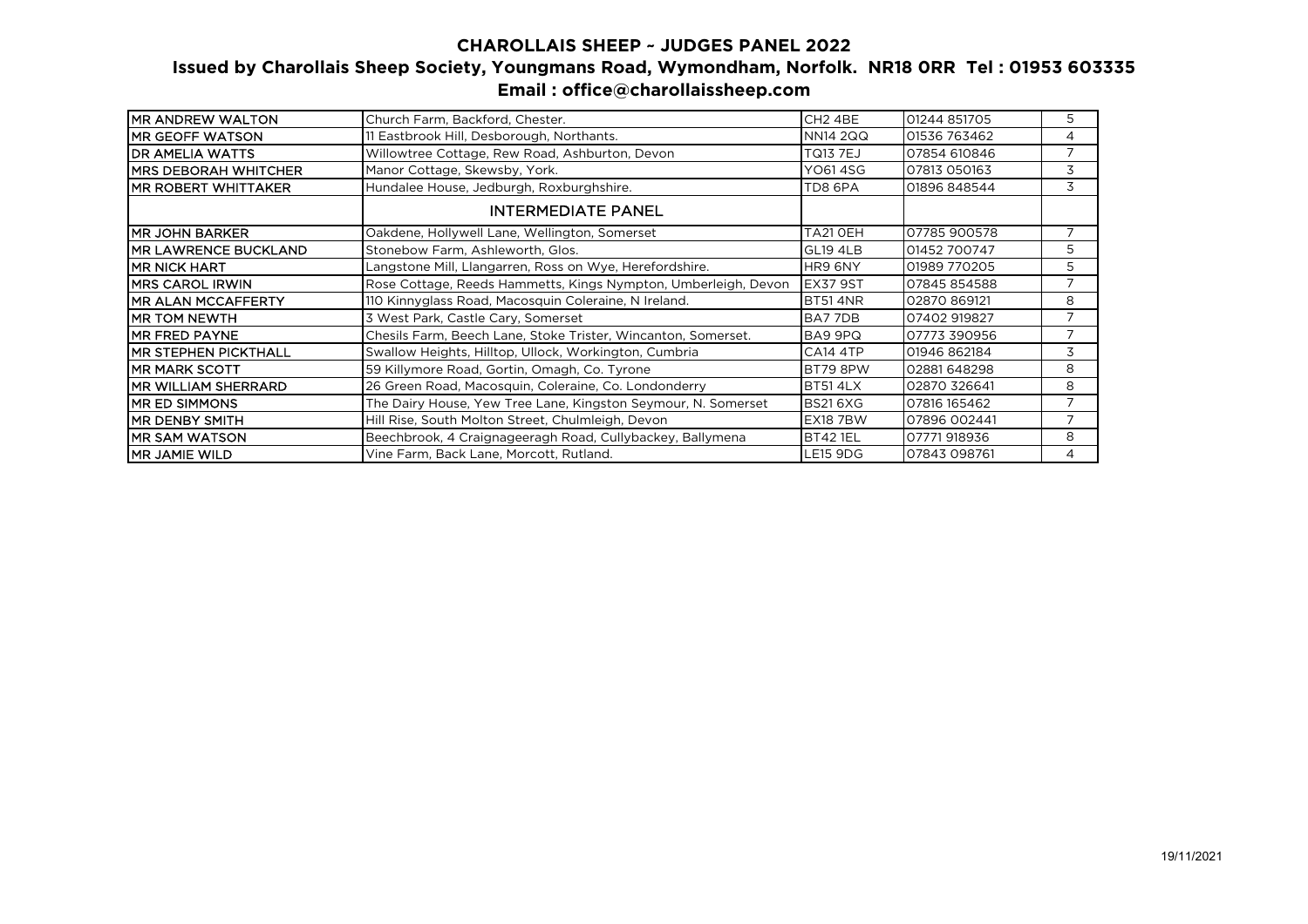**CHAROLLAIS SHEEP ~ JUDGES PANEL 2022**

**Issued by Charollais Sheep Society, Youngmans Road, Wymondham, Norfolk. NR18 0RR Tel : 01953 603335**

**Email : office@charollaissheep.com**

| | | | | |
|---|---|---|---|---|
| MR ANDREW WALTON | Church Farm, Backford, Chester. | CH2 4BE | 01244 851705 | 5 |
| MR GEOFF WATSON | 11 Eastbrook Hill, Desborough, Northants. | NN14 2QQ | 01536 763462 | 4 |
| DR AMELIA WATTS | Willowtree Cottage, Rew Road, Ashburton, Devon | TQ13 7EJ | 07854 610846 | 7 |
| MRS DEBORAH WHITCHER | Manor Cottage, Skewsby, York. | YO61 4SG | 07813 050163 | 3 |
| MR ROBERT WHITTAKER | Hundalee House, Jedburgh, Roxburghshire. | TD8 6PA | 01896 848544 | 3 |
| | INTERMEDIATE PANEL | | | |
| MR JOHN BARKER | Oakdene, Hollywell Lane, Wellington, Somerset | TA21 0EH | 07785 900578 | 7 |
| MR LAWRENCE BUCKLAND | Stonebow Farm, Ashleworth, Glos. | GL19 4LB | 01452 700747 | 5 |
| MR NICK HART | Langstone Mill, Llangarren, Ross on Wye, Herefordshire. | HR9 6NY | 01989 770205 | 5 |
| MRS CAROL IRWIN | Rose Cottage, Reeds Hammetts, Kings Nympton, Umberleigh, Devon | EX37 9ST | 07845 854588 | 7 |
| MR ALAN MCCAFFERTY | 110 Kinnyglass Road, Macosquin Coleraine, N Ireland. | BT51 4NR | 02870 869121 | 8 |
| MR TOM NEWTH | 3 West Park, Castle Cary, Somerset | BA7 7DB | 07402 919827 | 7 |
| MR FRED PAYNE | Chesils Farm, Beech Lane, Stoke Trister, Wincanton, Somerset. | BA9 9PQ | 07773 390956 | 7 |
| MR STEPHEN PICKTHALL | Swallow Heights, Hilltop, Ullock, Workington, Cumbria | CA14 4TP | 01946 862184 | 3 |
| MR MARK SCOTT | 59 Killymore Road, Gortin, Omagh, Co. Tyrone | BT79 8PW | 02881 648298 | 8 |
| MR WILLIAM SHERRARD | 26 Green Road, Macosquin, Coleraine, Co. Londonderry | BT51 4LX | 02870 326641 | 8 |
| MR ED SIMMONS | The Dairy House, Yew Tree Lane, Kingston Seymour, N. Somerset | BS21 6XG | 07816 165462 | 7 |
| MR DENBY SMITH | Hill Rise, South Molton Street, Chulmleigh, Devon | EX18 7BW | 07896 002441 | 7 |
| MR SAM WATSON | Beechbrook, 4 Craignageeragh Road, Cullybackey, Ballymena | BT42 1EL | 07771 918936 | 8 |
| MR JAMIE WILD | Vine Farm, Back Lane, Morcott, Rutland. | LE15 9DG | 07843 098761 | 4 |

19/11/2021